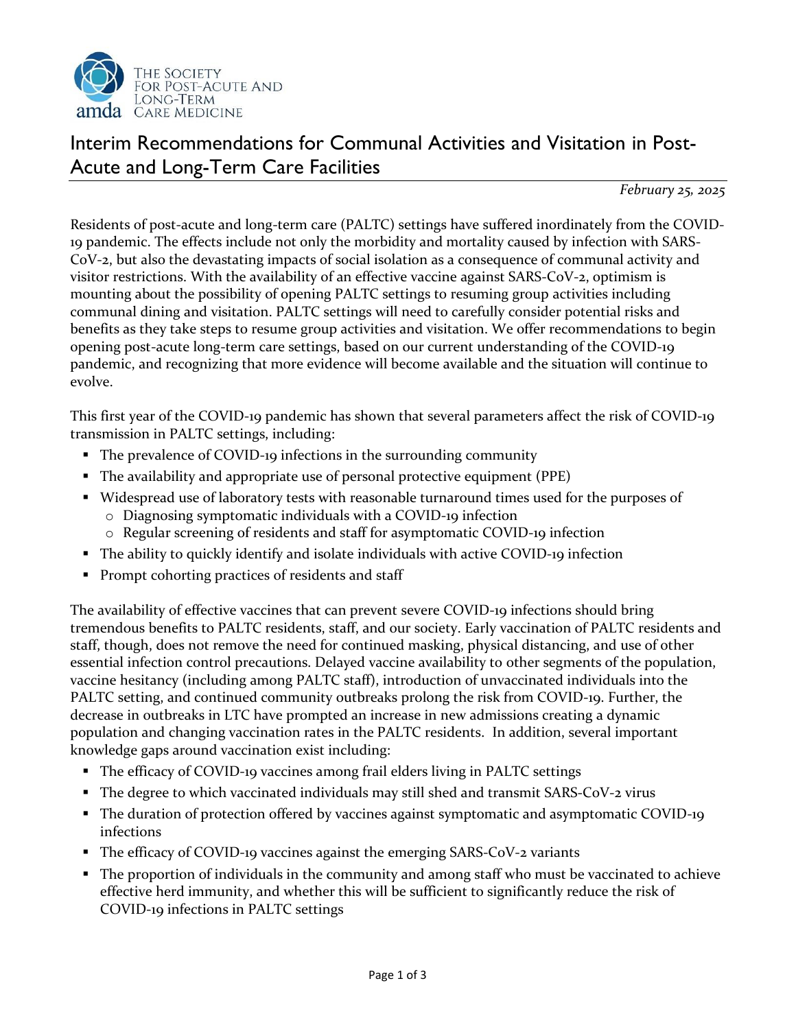THE SOCIETY FOR POST-ACUTE AND LONG-TERM CARE MEDICINE

amda

# Interim Recommendations for Communal Activities and Visitation in Post-Acute and Long-Term Care Facilities

*February 25, 2025*

Residents of post-acute and long-term care (PALTC) settings have suffered inordinately from the COVID-19 pandemic. The effects include not only the morbidity and mortality caused by infection with SARS-CoV-2, but also the devastating impacts of social isolation as a consequence of communal activity and visitor restrictions. With the availability of an effective vaccine against SARS-CoV-2, optimism is mounting about the possibility of opening PALTC settings to resuming group activities including communal dining and visitation. PALTC settings will need to carefully consider potential risks and benefits as they take steps to resume group activities and visitation. We offer recommendations to begin opening post-acute long-term care settings, based on our current understanding of the COVID-19 pandemic, and recognizing that more evidence will become available and the situation will continue to evolve.

This first year of the COVID-19 pandemic has shown that several parameters affect the risk of COVID-19 transmission in PALTC settings, including:

- The prevalence of COVID-19 infections in the surrounding community
- The availability and appropriate use of personal protective equipment (PPE)
- Widespread use of laboratory tests with reasonable turnaround times used for the purposes of
  - Diagnosing symptomatic individuals with a COVID-19 infection
  - Regular screening of residents and staff for asymptomatic COVID-19 infection
- The ability to quickly identify and isolate individuals with active COVID-19 infection
- Prompt cohorting practices of residents and staff

The availability of effective vaccines that can prevent severe COVID-19 infections should bring tremendous benefits to PALTC residents, staff, and our society. Early vaccination of PALTC residents and staff, though, does not remove the need for continued masking, physical distancing, and use of other essential infection control precautions. Delayed vaccine availability to other segments of the population, vaccine hesitancy (including among PALTC staff), introduction of unvaccinated individuals into the PALTC setting, and continued community outbreaks prolong the risk from COVID-19. Further, the decrease in outbreaks in LTC have prompted an increase in new admissions creating a dynamic population and changing vaccination rates in the PALTC residents. In addition, several important knowledge gaps around vaccination exist including:

- The efficacy of COVID-19 vaccines among frail elders living in PALTC settings
- The degree to which vaccinated individuals may still shed and transmit SARS-CoV-2 virus
- The duration of protection offered by vaccines against symptomatic and asymptomatic COVID-19 infections
- The efficacy of COVID-19 vaccines against the emerging SARS-CoV-2 variants
- The proportion of individuals in the community and among staff who must be vaccinated to achieve effective herd immunity, and whether this will be sufficient to significantly reduce the risk of COVID-19 infections in PALTC settings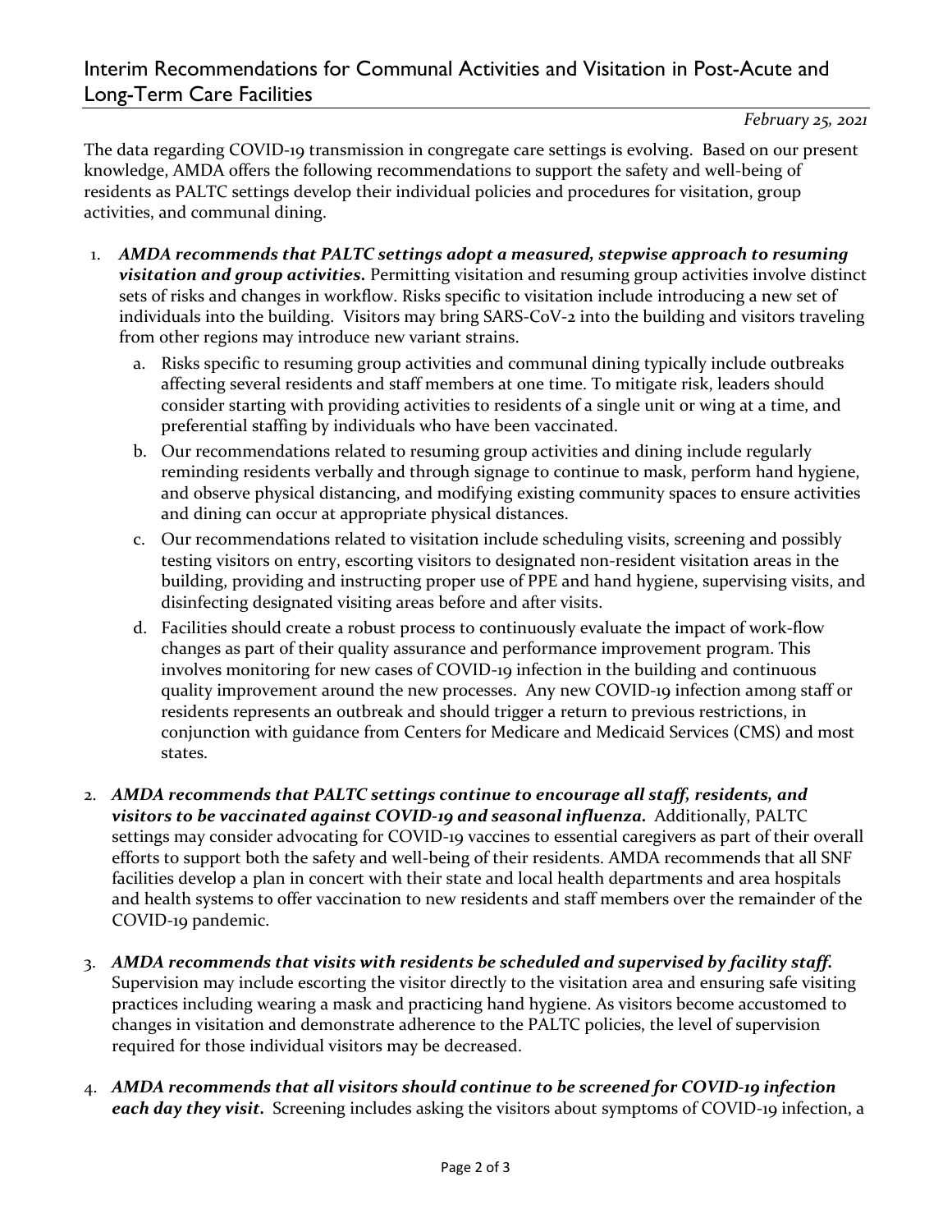## Interim Recommendations for Communal Activities and Visitation in Post-Acute and Long-Term Care Facilities

*February 25, 2021*

The data regarding COVID-19 transmission in congregate care settings is evolving. Based on our present knowledge, AMDA offers the following recommendations to support the safety and well-being of residents as PALTC settings develop their individual policies and procedures for visitation, group activities, and communal dining.

1. ***AMDA recommends that PALTC settings adopt a measured, stepwise approach to resuming visitation and group activities.*** Permitting visitation and resuming group activities involve distinct sets of risks and changes in workflow. Risks specific to visitation include introducing a new set of individuals into the building. Visitors may bring SARS-CoV-2 into the building and visitors traveling from other regions may introduce new variant strains.
   a. Risks specific to resuming group activities and communal dining typically include outbreaks affecting several residents and staff members at one time. To mitigate risk, leaders should consider starting with providing activities to residents of a single unit or wing at a time, and preferential staffing by individuals who have been vaccinated.
   b. Our recommendations related to resuming group activities and dining include regularly reminding residents verbally and through signage to continue to mask, perform hand hygiene, and observe physical distancing, and modifying existing community spaces to ensure activities and dining can occur at appropriate physical distances.
   c. Our recommendations related to visitation include scheduling visits, screening and possibly testing visitors on entry, escorting visitors to designated non-resident visitation areas in the building, providing and instructing proper use of PPE and hand hygiene, supervising visits, and disinfecting designated visiting areas before and after visits.
   d. Facilities should create a robust process to continuously evaluate the impact of work-flow changes as part of their quality assurance and performance improvement program. This involves monitoring for new cases of COVID-19 infection in the building and continuous quality improvement around the new processes. Any new COVID-19 infection among staff or residents represents an outbreak and should trigger a return to previous restrictions, in conjunction with guidance from Centers for Medicare and Medicaid Services (CMS) and most states.

2. ***AMDA recommends that PALTC settings continue to encourage all staff, residents, and visitors to be vaccinated against COVID-19 and seasonal influenza.*** Additionally, PALTC settings may consider advocating for COVID-19 vaccines to essential caregivers as part of their overall efforts to support both the safety and well-being of their residents. AMDA recommends that all SNF facilities develop a plan in concert with their state and local health departments and area hospitals and health systems to offer vaccination to new residents and staff members over the remainder of the COVID-19 pandemic.

3. ***AMDA recommends that visits with residents be scheduled and supervised by facility staff.*** Supervision may include escorting the visitor directly to the visitation area and ensuring safe visiting practices including wearing a mask and practicing hand hygiene. As visitors become accustomed to changes in visitation and demonstrate adherence to the PALTC policies, the level of supervision required for those individual visitors may be decreased.

4. ***AMDA recommends that all visitors should continue to be screened for COVID-19 infection each day they visit.*** Screening includes asking the visitors about symptoms of COVID-19 infection, a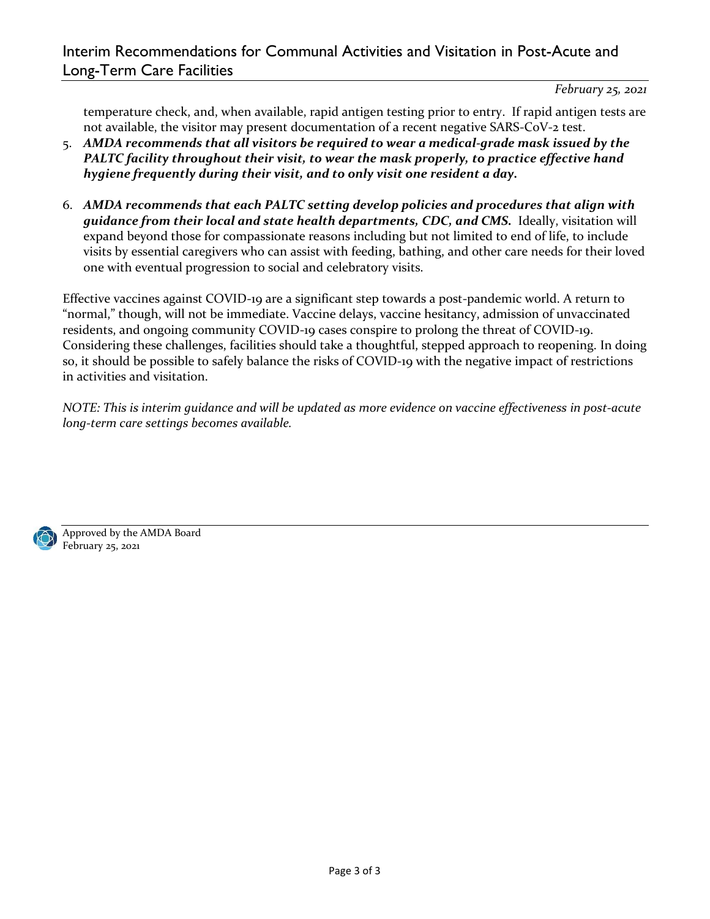temperature check, and, when available, rapid antigen testing prior to entry. If rapid antigen tests are not available, the visitor may present documentation of a recent negative SARS-CoV-2 test.

5. ***AMDA recommends that all visitors be required to wear a medical-grade mask issued by the PALTC facility throughout their visit, to wear the mask properly, to practice effective hand hygiene frequently during their visit, and to only visit one resident a day.***

6. ***AMDA recommends that each PALTC setting develop policies and procedures that align with guidance from their local and state health departments, CDC, and CMS.*** Ideally, visitation will expand beyond those for compassionate reasons including but not limited to end of life, to include visits by essential caregivers who can assist with feeding, bathing, and other care needs for their loved one with eventual progression to social and celebratory visits.

Effective vaccines against COVID-19 are a significant step towards a post-pandemic world. A return to "normal," though, will not be immediate. Vaccine delays, vaccine hesitancy, admission of unvaccinated residents, and ongoing community COVID-19 cases conspire to prolong the threat of COVID-19. Considering these challenges, facilities should take a thoughtful, stepped approach to reopening. In doing so, it should be possible to safely balance the risks of COVID-19 with the negative impact of restrictions in activities and visitation.

*NOTE: This is interim guidance and will be updated as more evidence on vaccine effectiveness in post-acute long-term care settings becomes available.*

Approved by the AMDA Board
February 25, 2021